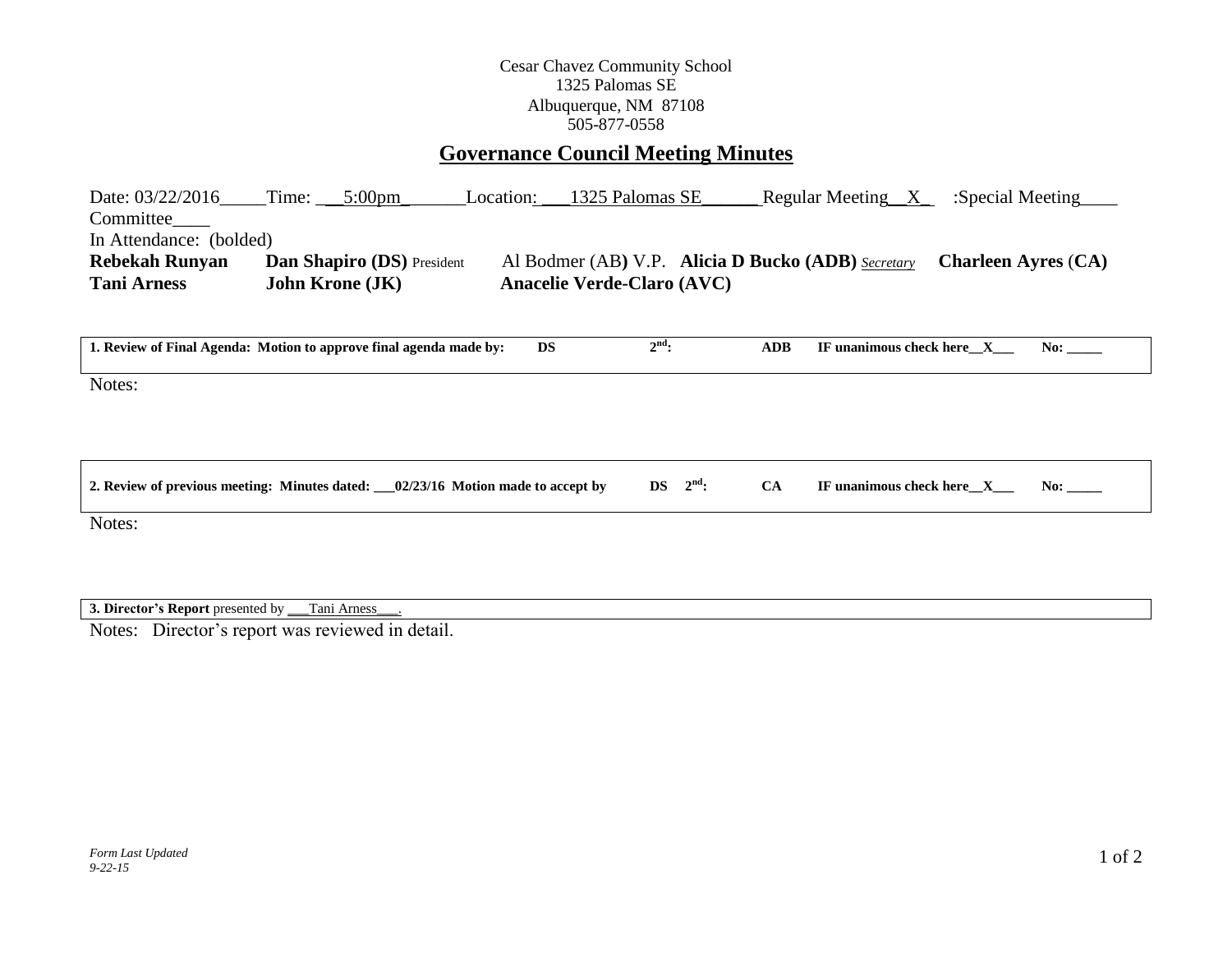Cesar Chavez Community School
1325 Palomas SE
Albuquerque, NM 87108
505-877-0558

# Governance Council Meeting Minutes

Date: 03/22/2016_____Time: ___5:00pm_______Location: ___1325 Palomas SE______ Regular Meeting__X_ :Special Meeting____ Committee____

In Attendance: (bolded)

**Rebekah Runyan** **Dan Shapiro (DS)** President Al Bodmer (AB) V.P. **Alicia D Bucko (ADB)** *Secretary* **Charleen Ayres (CA)**
**Tani Arness** **John Krone (JK)** **Anacelie Verde-Claro (AVC)**

**1. Review of Final Agenda: Motion to approve final agenda made by: DS 2nd: ADB IF unanimous check here__X___ No: _____**

Notes:

**2. Review of previous meeting: Minutes dated: ___02/23/16 Motion made to accept by DS 2nd: CA IF unanimous check here__X___ No: _____**

Notes:

**3. Director's Report** presented by ___Tani Arness___.

Notes: Director's report was reviewed in detail.

*Form Last Updated 9-22-15*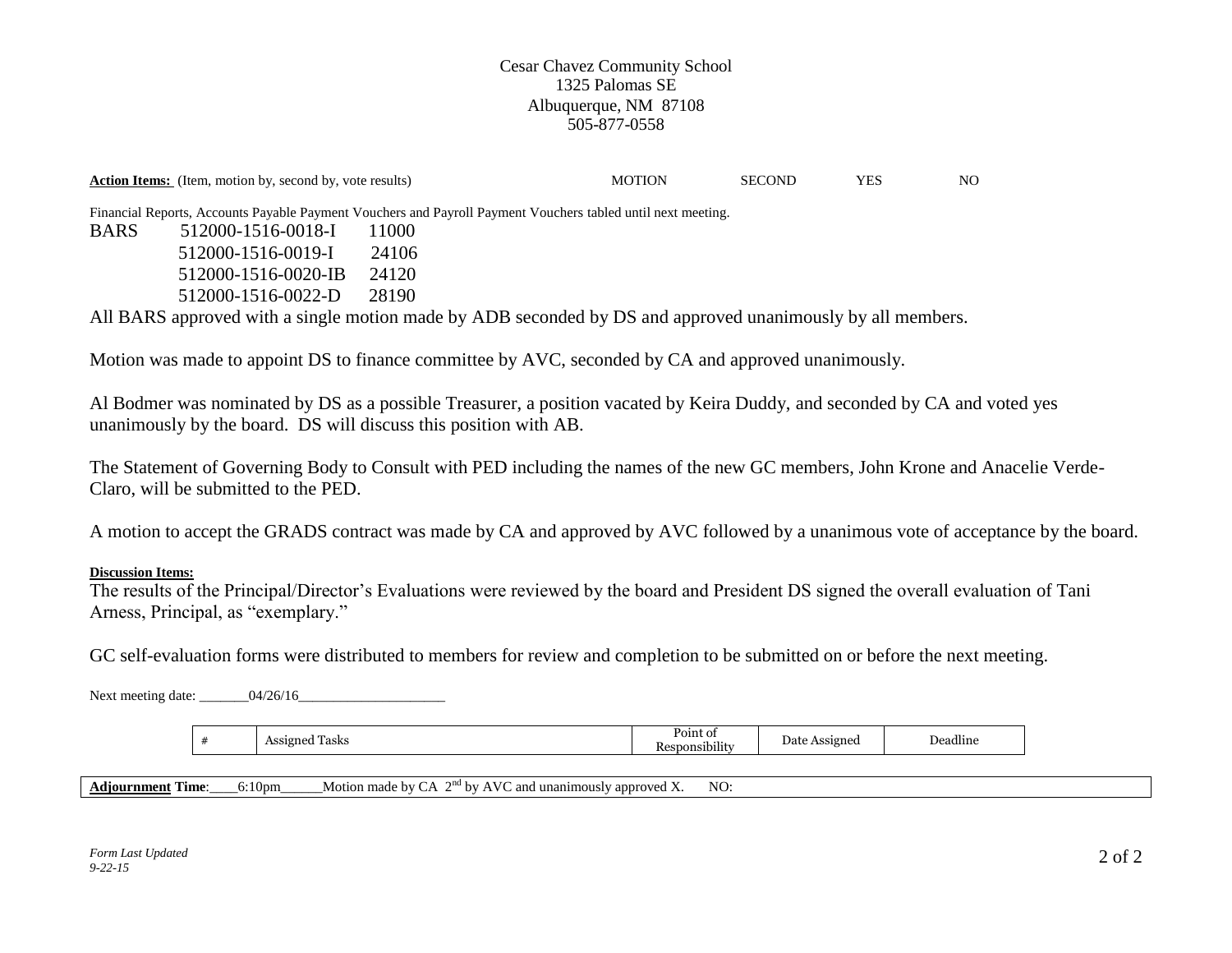Cesar Chavez Community School
1325 Palomas SE
Albuquerque, NM 87108
505-877-0558

**Action Items:** (Item, motion by, second by, vote results) MOTION SECOND YES NO

Financial Reports, Accounts Payable Payment Vouchers and Payroll Payment Vouchers tabled until next meeting.

| | | |
|---|---|---|
| BARS | 512000-1516-0018-I | 11000 |
| | 512000-1516-0019-I | 24106 |
| | 512000-1516-0020-IB | 24120 |
| | 512000-1516-0022-D | 28190 |

All BARS approved with a single motion made by ADB seconded by DS and approved unanimously by all members.

Motion was made to appoint DS to finance committee by AVC, seconded by CA and approved unanimously.

Al Bodmer was nominated by DS as a possible Treasurer, a position vacated by Keira Duddy, and seconded by CA and voted yes unanimously by the board. DS will discuss this position with AB.

The Statement of Governing Body to Consult with PED including the names of the new GC members, John Krone and Anacelie Verde-Claro, will be submitted to the PED.

A motion to accept the GRADS contract was made by CA and approved by AVC followed by a unanimous vote of acceptance by the board.

**Discussion Items:**

The results of the Principal/Director's Evaluations were reviewed by the board and President DS signed the overall evaluation of Tani Arness, Principal, as "exemplary."

GC self-evaluation forms were distributed to members for review and completion to be submitted on or before the next meeting.

Next meeting date: _______04/26/16____________________

| # | Assigned Tasks | Point of Responsibility | Date Assigned | Deadline |
|---|---|---|---|---|

**Adjournment Time**:____6:10pm______Motion made by CA 2nd by AVC and unanimously approved X. NO:

*Form Last Updated*
*9-22-15*